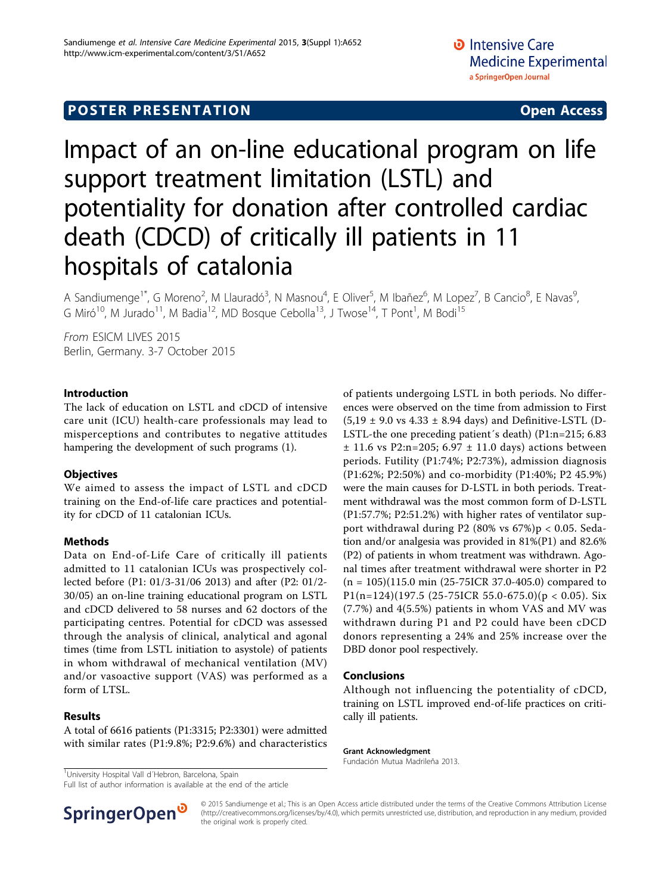POSTER PRESENTATION **Open Access**

# Impact of an on-line educational program on life support treatment limitation (LSTL) and potentiality for donation after controlled cardiac death (CDCD) of critically ill patients in 11 hospitals of catalonia

A Sandiumenge[1*], G Moreno[2], M Llauradó[3], N Masnou[4], E Oliver[5], M Ibañez[6], M Lopez[7], B Cancio[8], E Navas[9], G Miró[10], M Jurado[11], M Badia[12], MD Bosque Cebolla[13], J Twose[14], T Pont[1], M Bodi[15]

*From* ESICM LIVES 2015
Berlin, Germany. 3-7 October 2015

## Introduction

The lack of education on LSTL and cDCD of intensive care unit (ICU) health-care professionals may lead to misperceptions and contributes to negative attitudes hampering the development of such programs (1).

## Objectives

We aimed to assess the impact of LSTL and cDCD training on the End-of-life care practices and potentiality for cDCD of 11 catalonian ICUs.

## Methods

Data on End-of-Life Care of critically ill patients admitted to 11 catalonian ICUs was prospectively collected before (P1: 01/3-31/06 2013) and after (P2: 01/2-30/05) an on-line training educational program on LSTL and cDCD delivered to 58 nurses and 62 doctors of the participating centres. Potential for cDCD was assessed through the analysis of clinical, analytical and agonal times (time from LSTL initiation to asystole) of patients in whom withdrawal of mechanical ventilation (MV) and/or vasoactive support (VAS) was performed as a form of LTSL.

## Results

A total of 6616 patients (P1:3315; P2:3301) were admitted with similar rates (P1:9.8%; P2:9.6%) and characteristics of patients undergoing LSTL in both periods. No differences were observed on the time from admission to First (5,19 ± 9.0 vs 4.33 ± 8.94 days) and Definitive-LSTL (D-LSTL-the one preceding patient´s death) (P1:n=215; 6.83 ± 11.6 vs P2:n=205; 6.97 ± 11.0 days) actions between periods. Futility (P1:74%; P2:73%), admission diagnosis (P1:62%; P2:50%) and co-morbidity (P1:40%; P2 45.9%) were the main causes for D-LSTL in both periods. Treatment withdrawal was the most common form of D-LSTL (P1:57.7%; P2:51.2%) with higher rates of ventilator support withdrawal during P2 (80% vs 67%)$p < 0.05$. Sedation and/or analgesia was provided in 81%(P1) and 82.6% (P2) of patients in whom treatment was withdrawn. Agonal times after treatment withdrawal were shorter in P2 (n = 105)(115.0 min (25-75ICR 37.0-405.0) compared to P1(n=124)(197.5 (25-75ICR 55.0-675.0)($p < 0.05$). Six (7.7%) and 4(5.5%) patients in whom VAS and MV was withdrawn during P1 and P2 could have been cDCD donors representing a 24% and 25% increase over the DBD donor pool respectively.

## Conclusions

Although not influencing the potentiality of cDCD, training on LSTL improved end-of-life practices on critically ill patients.

**Grant Acknowledgment**

Fundación Mutua Madrileña 2013.

[1]University Hospital Vall d´Hebron, Barcelona, Spain
Full list of author information is available at the end of the article

© 2015 Sandiumenge et al.; This is an Open Access article distributed under the terms of the Creative Commons Attribution License (http://creativecommons.org/licenses/by/4.0), which permits unrestricted use, distribution, and reproduction in any medium, provided the original work is properly cited.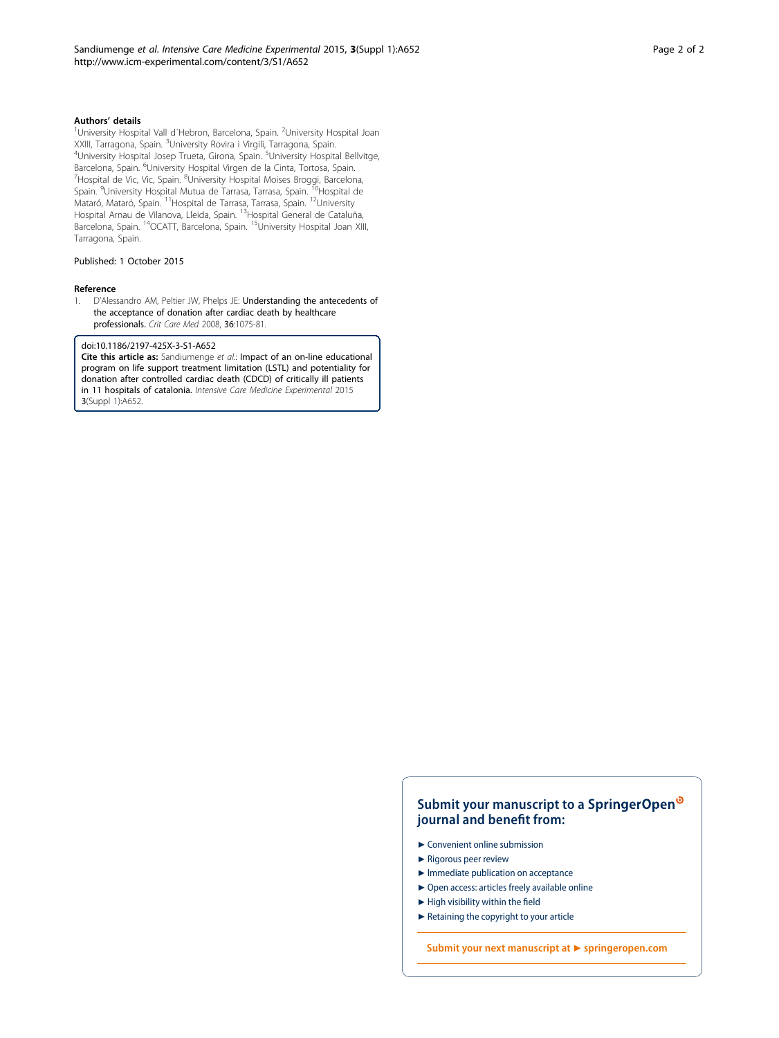#### Authors' details

[1]University Hospital Vall d´Hebron, Barcelona, Spain. [2]University Hospital Joan XXIII, Tarragona, Spain. [3]University Rovira i Virgili, Tarragona, Spain. [4]University Hospital Josep Trueta, Girona, Spain. [5]University Hospital Bellvitge, Barcelona, Spain. [6]University Hospital Virgen de la Cinta, Tortosa, Spain. [7]Hospital de Vic, Vic, Spain. [8]University Hospital Moises Broggi, Barcelona, Spain. [9]University Hospital Mutua de Tarrasa, Tarrasa, Spain. [10]Hospital de Mataró, Mataró, Spain. [11]Hospital de Tarrasa, Tarrasa, Spain. [12]University Hospital Arnau de Vilanova, Lleida, Spain. [13]Hospital General de Cataluña, Barcelona, Spain. [14]OCATT, Barcelona, Spain. [15]University Hospital Joan XIII, Tarragona, Spain.

Published: 1 October 2015

#### Reference

1. D'Alessandro AM, Peltier JW, Phelps JE: **Understanding the antecedents of the acceptance of donation after cardiac death by healthcare professionals.** *Crit Care Med* 2008, **36**:1075-81.

doi:10.1186/2197-425X-3-S1-A652

**Cite this article as:** Sandiumenge *et al.*: **Impact of an on-line educational program on life support treatment limitation (LSTL) and potentiality for donation after controlled cardiac death (CDCD) of critically ill patients in 11 hospitals of catalonia.** *Intensive Care Medicine Experimental* 2015 **3**(Suppl 1):A652.

**Submit your manuscript to a SpringerOpen journal and benefit from:**

- ► Convenient online submission
- ► Rigorous peer review
- ► Immediate publication on acceptance
- ► Open access: articles freely available online
- ► High visibility within the field
- ► Retaining the copyright to your article

**Submit your next manuscript at ► springeropen.com**